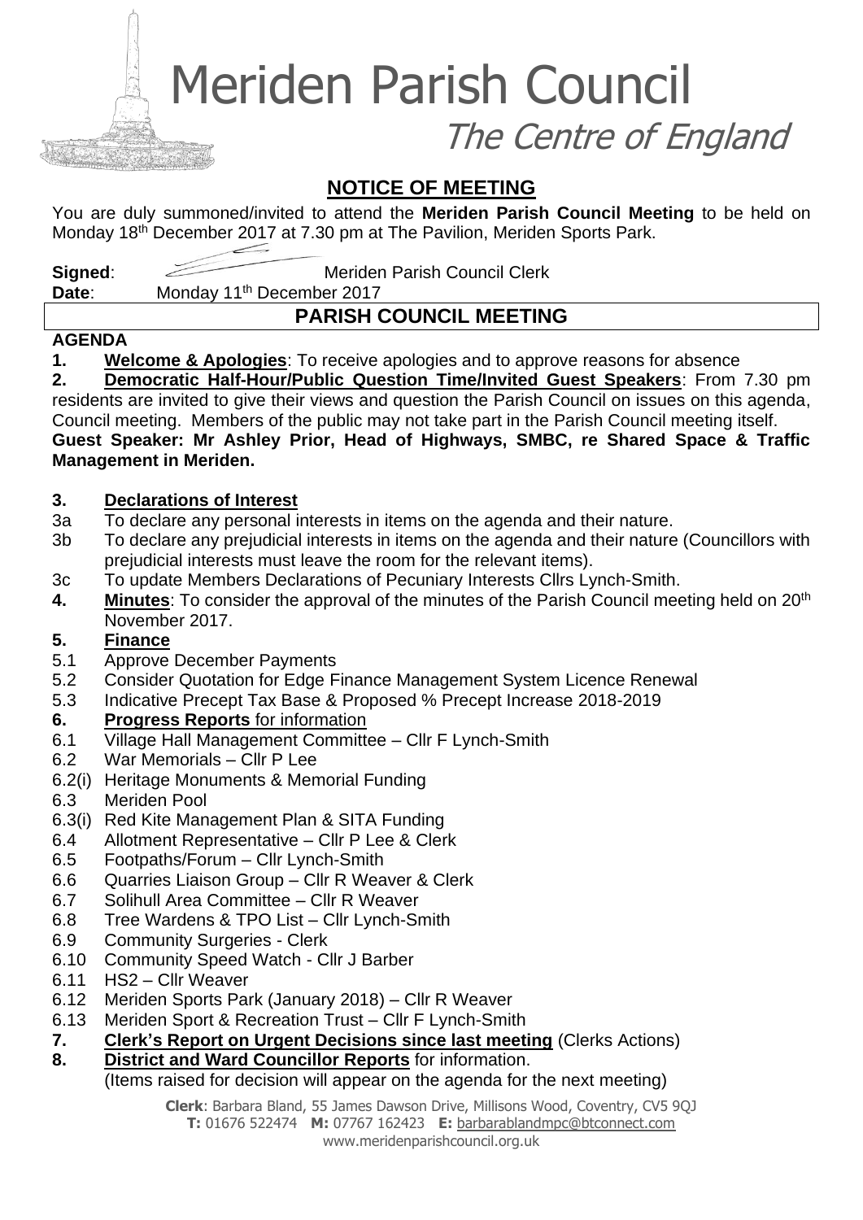# Meriden Parish Council

*The Centre of England*

## NOTICE OF MEETING

You are duly summoned/invited to attend the **Meriden Parish Council Meeting** to be held on Monday 18th December 2017 at 7.30 pm at The Pavilion, Meriden Sports Park.

**Signed**: Meriden Parish Council Clerk

**Date**: Monday 11th December 2017

## PARISH COUNCIL MEETING

**AGENDA**

**1. Welcome & Apologies**: To receive apologies and to approve reasons for absence

**2. Democratic Half-Hour/Public Question Time/Invited Guest Speakers**: From 7.30 pm residents are invited to give their views and question the Parish Council on issues on this agenda, Council meeting. Members of the public may not take part in the Parish Council meeting itself.

**Guest Speaker: Mr Ashley Prior, Head of Highways, SMBC, re Shared Space & Traffic Management in Meriden.**

**3. Declarations of Interest**

3a To declare any personal interests in items on the agenda and their nature.

3b To declare any prejudicial interests in items on the agenda and their nature (Councillors with prejudicial interests must leave the room for the relevant items).

3c To update Members Declarations of Pecuniary Interests Cllrs Lynch-Smith.

**4. Minutes**: To consider the approval of the minutes of the Parish Council meeting held on 20th November 2017.

**5. Finance**

5.1 Approve December Payments

5.2 Consider Quotation for Edge Finance Management System Licence Renewal

5.3 Indicative Precept Tax Base & Proposed % Precept Increase 2018-2019

**6. Progress Reports** for information

6.1 Village Hall Management Committee – Cllr F Lynch-Smith

6.2 War Memorials – Cllr P Lee

6.2(i) Heritage Monuments & Memorial Funding

6.3 Meriden Pool

6.3(i) Red Kite Management Plan & SITA Funding

6.4 Allotment Representative – Cllr P Lee & Clerk

6.5 Footpaths/Forum – Cllr Lynch-Smith

6.6 Quarries Liaison Group – Cllr R Weaver & Clerk

6.7 Solihull Area Committee – Cllr R Weaver

6.8 Tree Wardens & TPO List – Cllr Lynch-Smith

6.9 Community Surgeries - Clerk

6.10 Community Speed Watch - Cllr J Barber

6.11 HS2 – Cllr Weaver

6.12 Meriden Sports Park (January 2018) – Cllr R Weaver

6.13 Meriden Sport & Recreation Trust – Cllr F Lynch-Smith

**7. Clerk's Report on Urgent Decisions since last meeting** (Clerks Actions)

**8. District and Ward Councillor Reports** for information.
(Items raised for decision will appear on the agenda for the next meeting)

**Clerk**: Barbara Bland, 55 James Dawson Drive, Millisons Wood, Coventry, CV5 9QJ
**T:** 01676 522474 **M:** 07767 162423 **E:** barbarablandmpc@btconnect.com
www.meridenparishcouncil.org.uk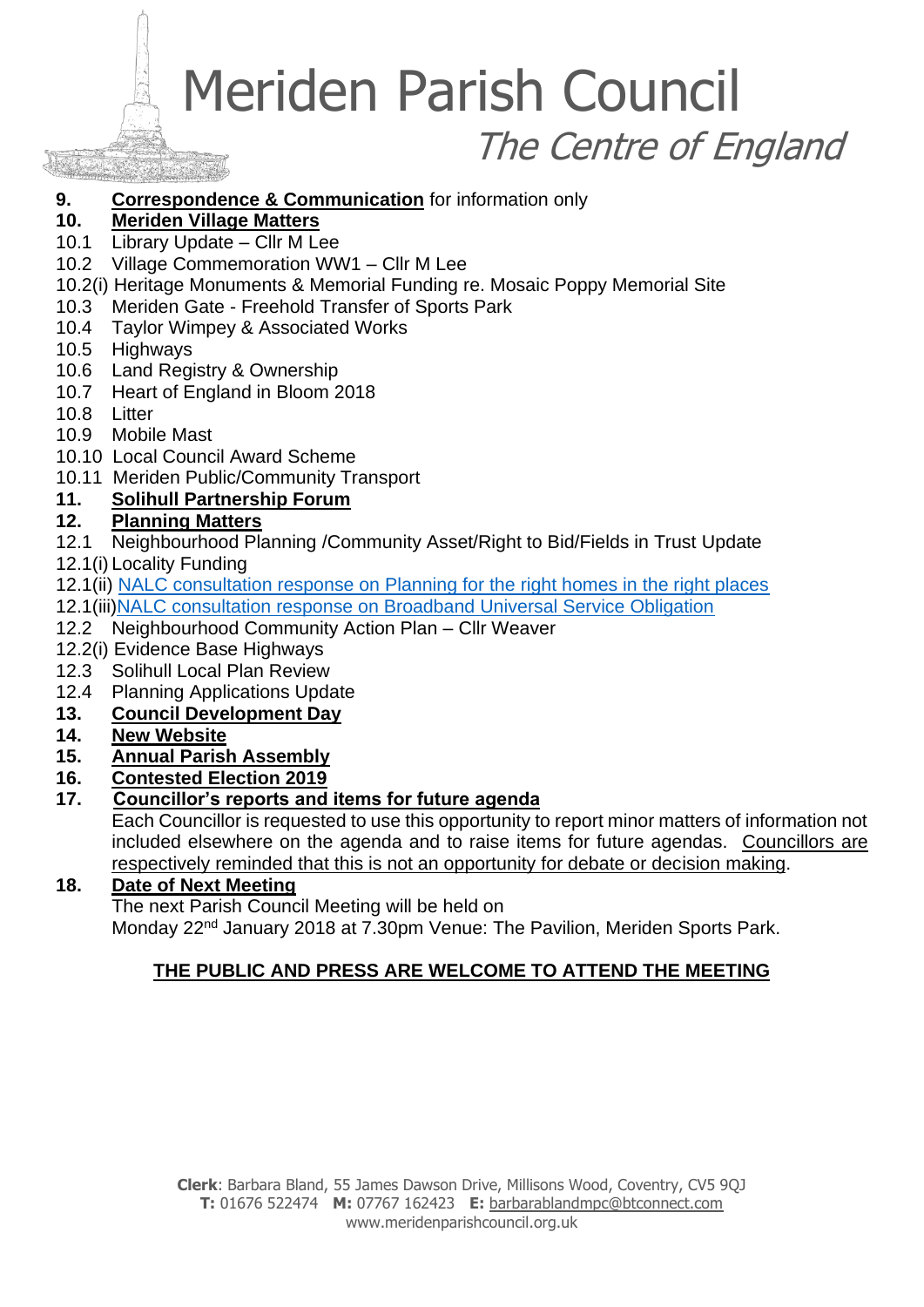**9. Correspondence & Communication** for information only

**10. Meriden Village Matters**

10.1 Library Update – Cllr M Lee
10.2 Village Commemoration WW1 – Cllr M Lee
10.2(i) Heritage Monuments & Memorial Funding re. Mosaic Poppy Memorial Site
10.3 Meriden Gate - Freehold Transfer of Sports Park
10.4 Taylor Wimpey & Associated Works
10.5 Highways
10.6 Land Registry & Ownership
10.7 Heart of England in Bloom 2018
10.8 Litter
10.9 Mobile Mast
10.10 Local Council Award Scheme
10.11 Meriden Public/Community Transport

**11. Solihull Partnership Forum**

**12. Planning Matters**

12.1 Neighbourhood Planning /Community Asset/Right to Bid/Fields in Trust Update
12.1(i) Locality Funding
12.1(ii) NALC consultation response on Planning for the right homes in the right places
12.1(iii) NALC consultation response on Broadband Universal Service Obligation
12.2 Neighbourhood Community Action Plan – Cllr Weaver
12.2(i) Evidence Base Highways
12.3 Solihull Local Plan Review
12.4 Planning Applications Update

**13. Council Development Day**

**14. New Website**

**15. Annual Parish Assembly**

**16. Contested Election 2019**

**17. Councillor's reports and items for future agenda**

Each Councillor is requested to use this opportunity to report minor matters of information not included elsewhere on the agenda and to raise items for future agendas. Councillors are respectively reminded that this is not an opportunity for debate or decision making.

**18. Date of Next Meeting**

The next Parish Council Meeting will be held on
Monday 22nd January 2018 at 7.30pm Venue: The Pavilion, Meriden Sports Park.

**THE PUBLIC AND PRESS ARE WELCOME TO ATTEND THE MEETING**

**Clerk**: Barbara Bland, 55 James Dawson Drive, Millisons Wood, Coventry, CV5 9QJ
**T:** 01676 522474 **M:** 07767 162423 **E:** barbarablandmpc@btconnect.com
www.meridenparishcouncil.org.uk